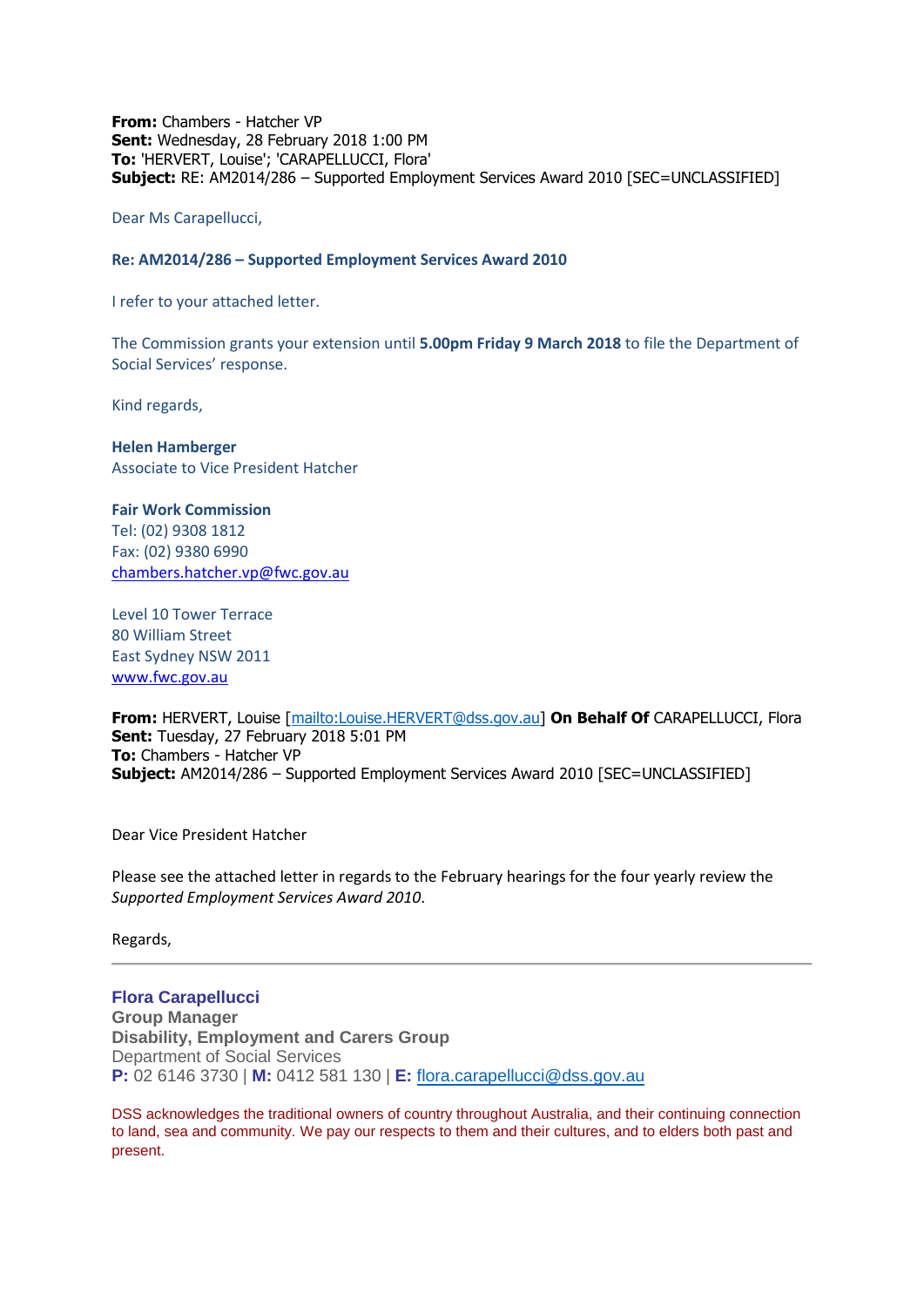**From:** Chambers - Hatcher VP
**Sent:** Wednesday, 28 February 2018 1:00 PM
**To:** 'HERVERT, Louise'; 'CARAPELLUCCI, Flora'
**Subject:** RE: AM2014/286 – Supported Employment Services Award 2010 [SEC=UNCLASSIFIED]

Dear Ms Carapellucci,

**Re: AM2014/286 – Supported Employment Services Award 2010**

I refer to your attached letter.

The Commission grants your extension until **5.00pm Friday 9 March 2018** to file the Department of Social Services' response.

Kind regards,

**Helen Hamberger**
Associate to Vice President Hatcher

**Fair Work Commission**
Tel: (02) 9308 1812
Fax: (02) 9380 6990
chambers.hatcher.vp@fwc.gov.au

Level 10 Tower Terrace
80 William Street
East Sydney NSW 2011
www.fwc.gov.au

**From:** HERVERT, Louise [mailto:Louise.HERVERT@dss.gov.au] **On Behalf Of** CARAPELLUCCI, Flora
**Sent:** Tuesday, 27 February 2018 5:01 PM
**To:** Chambers - Hatcher VP
**Subject:** AM2014/286 – Supported Employment Services Award 2010 [SEC=UNCLASSIFIED]

Dear Vice President Hatcher

Please see the attached letter in regards to the February hearings for the four yearly review the *Supported Employment Services Award 2010*.

Regards,

---

**Flora Carapellucci**
**Group Manager**
**Disability, Employment and Carers Group**
Department of Social Services
**P:** 02 6146 3730 | **M:** 0412 581 130 | **E:** flora.carapellucci@dss.gov.au

DSS acknowledges the traditional owners of country throughout Australia, and their continuing connection to land, sea and community. We pay our respects to them and their cultures, and to elders both past and present.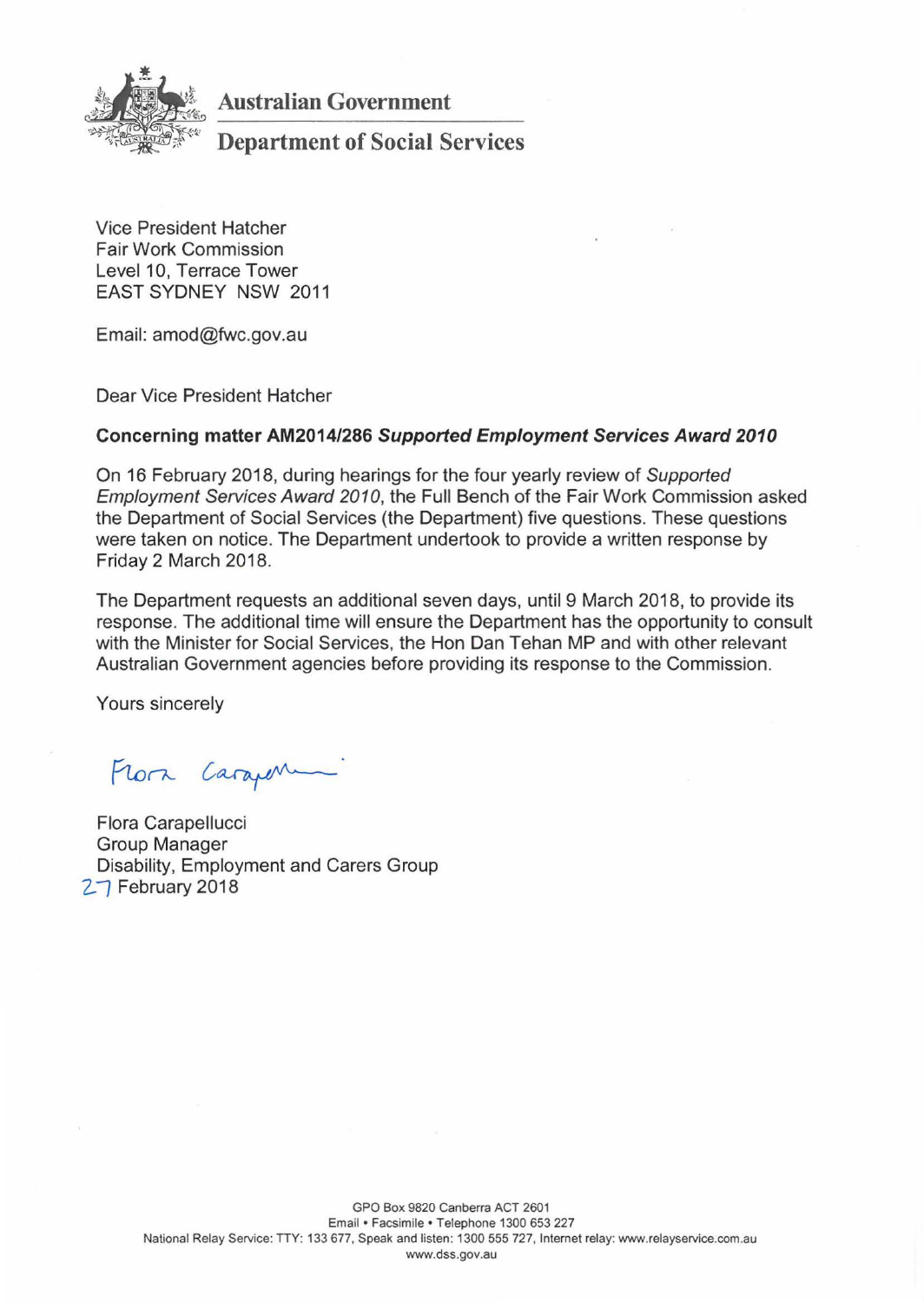Australian Government

Department of Social Services

Vice President Hatcher
Fair Work Commission
Level 10, Terrace Tower
EAST SYDNEY NSW 2011

Email: amod@fwc.gov.au

Dear Vice President Hatcher

**Concerning matter AM2014/286 *Supported Employment Services Award 2010***

On 16 February 2018, during hearings for the four yearly review of *Supported Employment Services Award 2010*, the Full Bench of the Fair Work Commission asked the Department of Social Services (the Department) five questions. These questions were taken on notice. The Department undertook to provide a written response by Friday 2 March 2018.

The Department requests an additional seven days, until 9 March 2018, to provide its response. The additional time will ensure the Department has the opportunity to consult with the Minister for Social Services, the Hon Dan Tehan MP and with other relevant Australian Government agencies before providing its response to the Commission.

Yours sincerely

Flora Carapellucci
Group Manager
Disability, Employment and Carers Group
27 February 2018

GPO Box 9820 Canberra ACT 2601
Email • Facsimile • Telephone 1300 653 227
National Relay Service: TTY: 133 677, Speak and listen: 1300 555 727, Internet relay: www.relayservice.com.au
www.dss.gov.au